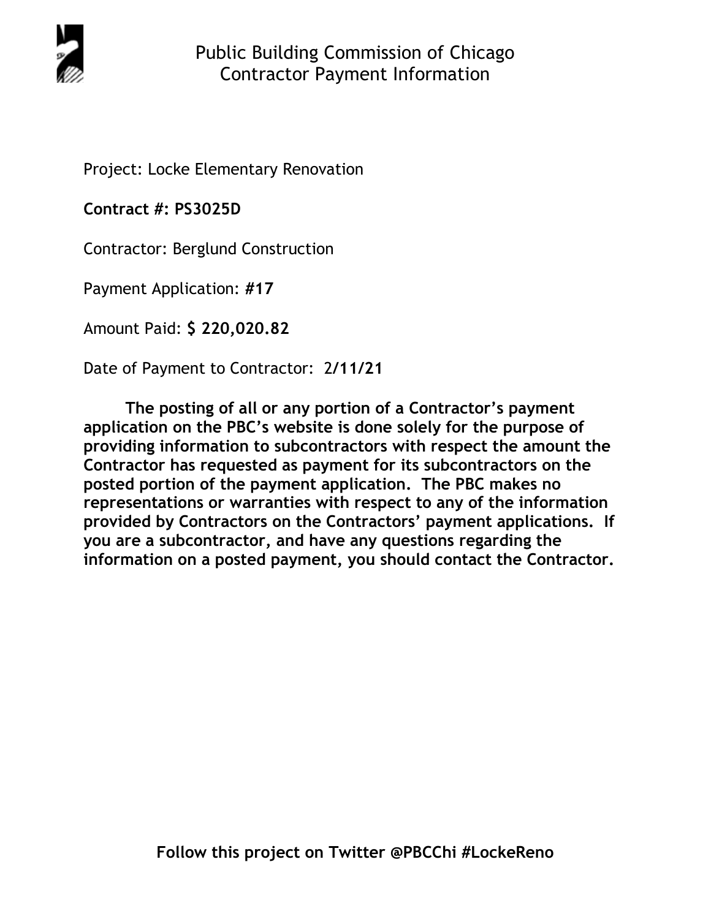# Public Building Commission of Chicago
## Contractor Payment Information

Project: Locke Elementary Renovation

**Contract #: PS3025D**

Contractor: Berglund Construction

Payment Application: **#17**

Amount Paid: **$ 220,020.82**

Date of Payment to Contractor: 2**/11/21**

**The posting of all or any portion of a Contractor's payment application on the PBC's website is done solely for the purpose of providing information to subcontractors with respect the amount the Contractor has requested as payment for its subcontractors on the posted portion of the payment application. The PBC makes no representations or warranties with respect to any of the information provided by Contractors on the Contractors' payment applications. If you are a subcontractor, and have any questions regarding the information on a posted payment, you should contact the Contractor.**

**Follow this project on Twitter @PBCChi #LockeReno**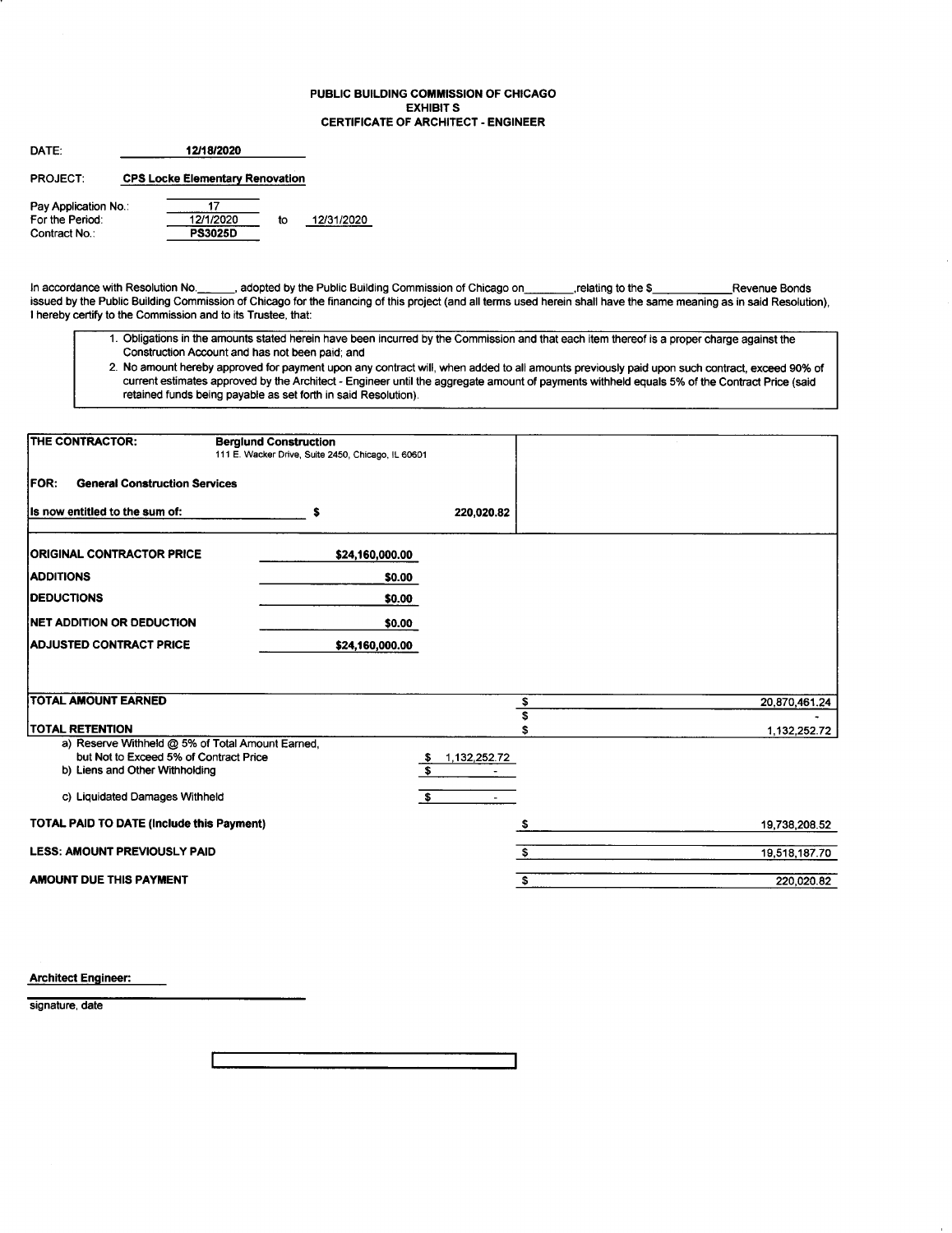**PUBLIC BUILDING COMMISSION OF CHICAGO**
**EXHIBIT S**
**CERTIFICATE OF ARCHITECT - ENGINEER**

DATE: **12/18/2020**

PROJECT: **CPS Locke Elementary Renovation**

Pay Application No.: 17
For the Period: 12/1/2020 to 12/31/2020
Contract No.: **PS3025D**

In accordance with Resolution No.\_\_\_\_\_\_, adopted by the Public Building Commission of Chicago on\_\_\_\_\_\_\_\_,relating to the $\_\_\_\_\_\_\_\_\_\_\_\_Revenue Bonds issued by the Public Building Commission of Chicago for the financing of this project (and all terms used herein shall have the same meaning as in said Resolution), I hereby certify to the Commission and to its Trustee, that:

1. Obligations in the amounts stated herein have been incurred by the Commission and that each item thereof is a proper charge against the Construction Account and has not been paid; and
2. No amount hereby approved for payment upon any contract will, when added to all amounts previously paid upon such contract, exceed 90% of current estimates approved by the Architect - Engineer until the aggregate amount of payments withheld equals 5% of the Contract Price (said retained funds being payable as set forth in said Resolution).

**THE CONTRACTOR:** **Berglund Construction**
111 E. Wacker Drive, Suite 2450, Chicago, IL 60601

**FOR: General Construction Services**

**Is now entitled to the sum of:** $ 220,020.82

| | | |
|---|---|---|
| **ORIGINAL CONTRACTOR PRICE** | $24,160,000.00 | |
| **ADDITIONS** | $0.00 | |
| **DEDUCTIONS** | $0.00 | |
| **NET ADDITION OR DEDUCTION** | $0.00 | |
| **ADJUSTED CONTRACT PRICE** | $24,160,000.00 | |
| **TOTAL AMOUNT EARNED** | | $ 20,870,461.24 |
| | | $ - |
| **TOTAL RETENTION** | | $ 1,132,252.72 |
| a) Reserve Withheld @ 5% of Total Amount Earned, but Not to Exceed 5% of Contract Price | $ 1,132,252.72 | |
| b) Liens and Other Withholding | $ - | |
| c) Liquidated Damages Withheld | $ - | |
| **TOTAL PAID TO DATE (Include this Payment)** | | $ 19,738,208.52 |
| **LESS: AMOUNT PREVIOUSLY PAID** | | $ 19,518,187.70 |
| **AMOUNT DUE THIS PAYMENT** | | $ 220,020.82 |

**Architect Engineer:**

signature, date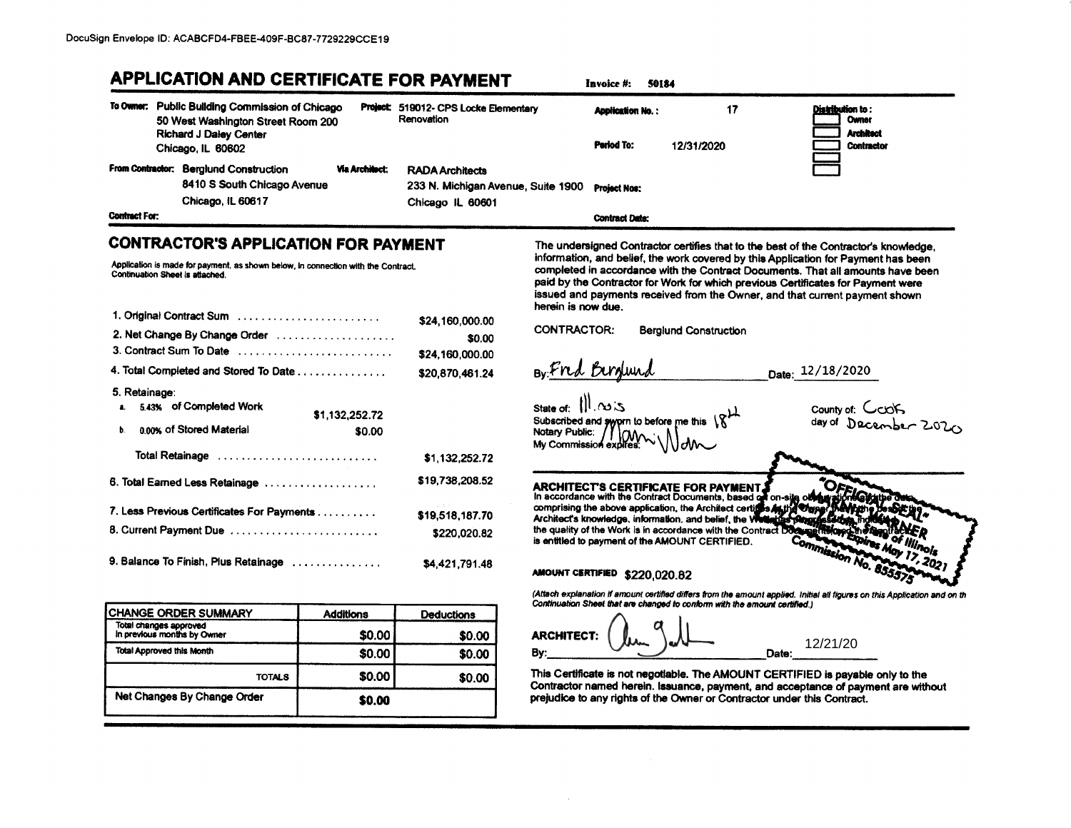DocuSign Envelope ID: ACABCFD4-FBEE-409F-BC87-7729229CCE19

# APPLICATION AND CERTIFICATE FOR PAYMENT

**Invoice #:** 50184

**To Owner:** Public Building Commission of Chicago
50 West Washington Street Room 200
Richard J Daley Center
Chicago, IL 60602

**Project:** 519012- CPS Locke Elementary Renovation

**Application No.:** 17

**Period To:** 12/31/2020

**Distribution to:**
- [ ] Owner
- [ ] Architect
- [ ] Contractor
- [ ]
- [ ]

**From Contractor:** Berglund Construction
8410 S South Chicago Avenue
Chicago, IL 60617

**Via Architect:** RADA Architects
233 N. Michigan Avenue, Suite 1900
Chicago IL 60601

**Project Nos:**

**Contract For:**

**Contract Date:**

## CONTRACTOR'S APPLICATION FOR PAYMENT

Application is made for payment, as shown below, in connection with the Contract. Continuation Sheet is attached.

| | | |
|---|---|---|
| 1. Original Contract Sum | | $24,160,000.00 |
| 2. Net Change By Change Order | | $0.00 |
| 3. Contract Sum To Date | | $24,160,000.00 |
| 4. Total Completed and Stored To Date | | $20,870,461.24 |
| 5. Retainage: | | |
| a. 5.43% of Completed Work | $1,132,252.72 | |
| b. 0.00% of Stored Material | $0.00 | |
| Total Retainage | | $1,132,252.72 |
| 6. Total Earned Less Retainage | | $19,738,208.52 |
| 7. Less Previous Certificates For Payments | | $19,518,187.70 |
| 8. Current Payment Due | | $220,020.82 |
| 9. Balance To Finish, Plus Retainage | | $4,421,791.48 |

| CHANGE ORDER SUMMARY | Additions | Deductions |
|---|---|---|
| Total changes approved in previous months by Owner | $0.00 | $0.00 |
| Total Approved this Month | $0.00 | $0.00 |
| TOTALS | $0.00 | $0.00 |
| Net Changes By Change Order | $0.00 | |

The undersigned Contractor certifies that to the best of the Contractor's knowledge, information, and belief, the work covered by this Application for Payment has been completed in accordance with the Contract Documents. That all amounts have been paid by the Contractor for Work for which previous Certificates for Payment were issued and payments received from the Owner, and that current payment shown herein is now due.

CONTRACTOR: Berglund Construction

By: Fred Berglund Date: 12/18/2020

State of: Illinois County of: Cook

Subscribed and sworn to before me this 18th day of December 2020

Notary Public: [signature]

My Commission expires:

"OFFICIAL SEAL" ... Notary Public, State of Illinois, My Commission Expires May 17, 2021, Commission No. 855575

### ARCHITECT'S CERTIFICATE FOR PAYMENT

In accordance with the Contract Documents, based on on-site observations and the data comprising the above application, the Architect certifies to the Owner that to the best of the Architect's knowledge, information, and belief, the Work has progressed as indicated, the quality of the Work is in accordance with the Contract Documents, and the Contractor is entitled to payment of the AMOUNT CERTIFIED.

**AMOUNT CERTIFIED** $220,020.82

*(Attach explanation if amount certified differs from the amount applied. Initial all figures on this Application and on the Continuation Sheet that are changed to conform with the amount certified.)*

**ARCHITECT:** [signature]

By: Date: 12/21/20

This Certificate is not negotiable. The AMOUNT CERTIFIED is payable only to the Contractor named herein. Issuance, payment, and acceptance of payment are without prejudice to any rights of the Owner or Contractor under this Contract.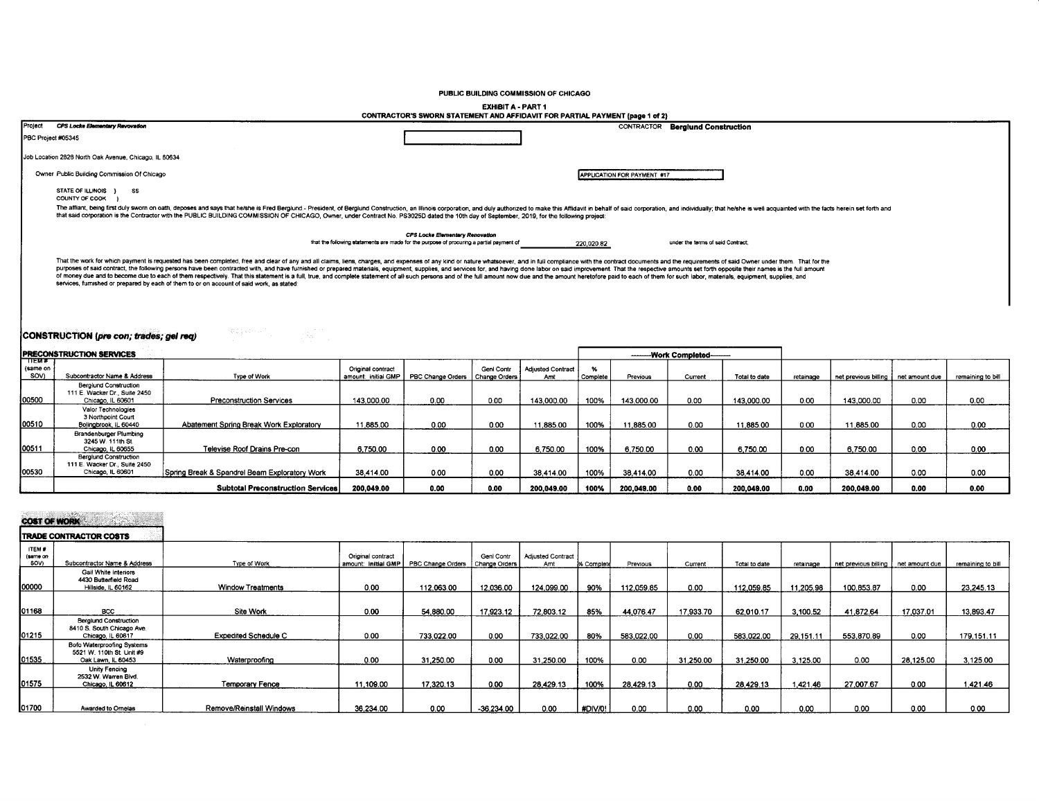PUBLIC BUILDING COMMISSION OF CHICAGO

**EXHIBIT A - PART 1**

**CONTRACTOR'S SWORN STATEMENT AND AFFIDAVIT FOR PARTIAL PAYMENT (page 1 of 2)**

Project *CPS Locke Elementary Revovation* CONTRACTOR **Berglund Construction**

PBC Project #05345

Job Location 2828 North Oak Avenue, Chicago, IL 60634

Owner Public Building Commission Of Chicago

APPLICATION FOR PAYMENT #17

STATE OF ILLINOIS ) SS
COUNTY OF COOK )

The affiant, being first duly sworn on oath, deposes and says that he/she is Fred Berglund - President, of Berglund Construction, an Illinois corporation, and duly authorized to make this Affidavit in behalf of said corporation, and individually; that he/she is well acquainted with the facts herein set forth and that said corporation is the Contractor with the PUBLIC BUILDING COMMISSION OF CHICAGO, Owner, under Contract No. PS3025D dated the 10th day of September, 2019, for the following project:

*CPS Locke Elementary Renovation*

that the following statements are made for the purpose of procuring a partial payment of 220,020.82 under the terms of said Contract;

That the work for which payment is requested has been completed, free and clear of any and all claims, liens, charges, and expenses of any kind or nature whatsoever, and in full compliance with the contract documents and the requirements of said Owner under them. That for the purposes of said contract, the following persons have been contracted with, and have furnished or prepared materials, equipment, supplies, and services for, and having done labor on said improvement. That the respective amounts set forth opposite their names is the full amount of money due and to become due to each of them respectively. That this statement is a full, true, and complete statement of all such persons and of the full amount now due and the amount heretofore paid to each of them for such labor, materials, equipment, supplies, and services, furnished or prepared by each of them to or on account of said work, as stated:

## CONSTRUCTION (*pre con; trades; gel req*)

### PRECONSTRUCTION SERVICES

| ITEM # (same on SOV) | Subcontractor Name & Address | Type of Work | Original contract amount: initial GMP | PBC Change Orders | Genl Contr Change Orders | Adjusted Contract Amt | % Complete | Work Completed: Previous | Work Completed: Current | Work Completed: Total to date | retainage | net previous billing | net amount due | remaining to bill |
|---|---|---|---|---|---|---|---|---|---|---|---|---|---|---|
| 00500 | Berglund Construction 111 E. Wacker Dr., Suite 2450 Chicago, IL 60601 | Preconstruction Services | 143,000.00 | 0.00 | 0.00 | 143,000.00 | 100% | 143,000.00 | 0.00 | 143,000.00 | 0.00 | 143,000.00 | 0.00 | 0.00 |
| 00510 | Valor Technologies 3 Northpoint Court Bolingbrook, IL 60440 | Abatement Spring Break Work Exploratory | 11,885.00 | 0.00 | 0.00 | 11,885.00 | 100% | 11,885.00 | 0.00 | 11,885.00 | 0.00 | 11,885.00 | 0.00 | 0.00 |
| 00511 | Brandenburger Plumbing 3245 W. 111th St. Chicago, IL 60655 | Televise Roof Drains Pre-con | 6,750.00 | 0.00 | 0.00 | 6,750.00 | 100% | 6,750.00 | 0.00 | 6,750.00 | 0.00 | 6,750.00 | 0.00 | 0.00 |
| 00530 | Berglund Construction 111 E. Wacker Dr., Suite 2450 Chicago, IL 60601 | Spring Break & Spandrel Beam Exploratory Work | 38,414.00 | 0.00 | 0.00 | 38,414.00 | 100% | 38,414.00 | 0.00 | 38,414.00 | 0.00 | 38,414.00 | 0.00 | 0.00 |
| | | **Subtotal Preconstruction Services** | **200,049.00** | **0.00** | **0.00** | **200,049.00** | **100%** | **200,049.00** | **0.00** | **200,049.00** | **0.00** | **200,049.00** | **0.00** | **0.00** |

## COST OF WORK

### TRADE CONTRACTOR COSTS

| ITEM # (same on SOV) | Subcontractor Name & Address | Type of Work | Original contract amount: initial GMP | PBC Change Orders | Genl Contr Change Orders | Adjusted Contract Amt | % Complete | Previous | Current | Total to date | retainage | net previous billing | net amount due | remaining to bill |
|---|---|---|---|---|---|---|---|---|---|---|---|---|---|---|
| 00000 | Gail White Interiors 4430 Butterfield Road Hillside, IL 60162 | Window Treatments | 0.00 | 112,063.00 | 12,036.00 | 124,099.00 | 90% | 112,059.85 | 0.00 | 112,059.85 | 11,205.98 | 100,853.87 | 0.00 | 23,245.13 |
| 01168 | BCC | Site Work | 0.00 | 54,880.00 | 17,923.12 | 72,803.12 | 85% | 44,076.47 | 17,933.70 | 62,010.17 | 3,100.52 | 41,872.64 | 17,037.01 | 13,893.47 |
| 01215 | Berglund Construction 8410 S. South Chicago Ave. Chicago, IL 60617 | Expedited Schedule C | 0.00 | 733,022.00 | 0.00 | 733,022.00 | 80% | 583,022.00 | 0.00 | 583,022.00 | 29,151.11 | 553,870.89 | 0.00 | 179,151.11 |
| 01535 | Bofo Waterproofing Systems 5521 W. 110th St. Unit #9 Oak Lawn, IL 60453 | Waterproofing | 0.00 | 31,250.00 | 0.00 | 31,250.00 | 100% | 0.00 | 31,250.00 | 31,250.00 | 3,125.00 | 0.00 | 28,125.00 | 3,125.00 |
| 01575 | Unity Fencing 2532 W. Warren Blvd. Chicago, IL 60612 | Temporary Fence | 11,109.00 | 17,320.13 | 0.00 | 28,429.13 | 100% | 28,429.13 | 0.00 | 28,429.13 | 1,421.46 | 27,007.67 | 0.00 | 1,421.46 |
| 01700 | Awarded to Ornelas | Remove/Reinstall Windows | 36,234.00 | 0.00 | -36,234.00 | 0.00 | #DIV/0! | 0.00 | 0.00 | 0.00 | 0.00 | 0.00 | 0.00 | 0.00 |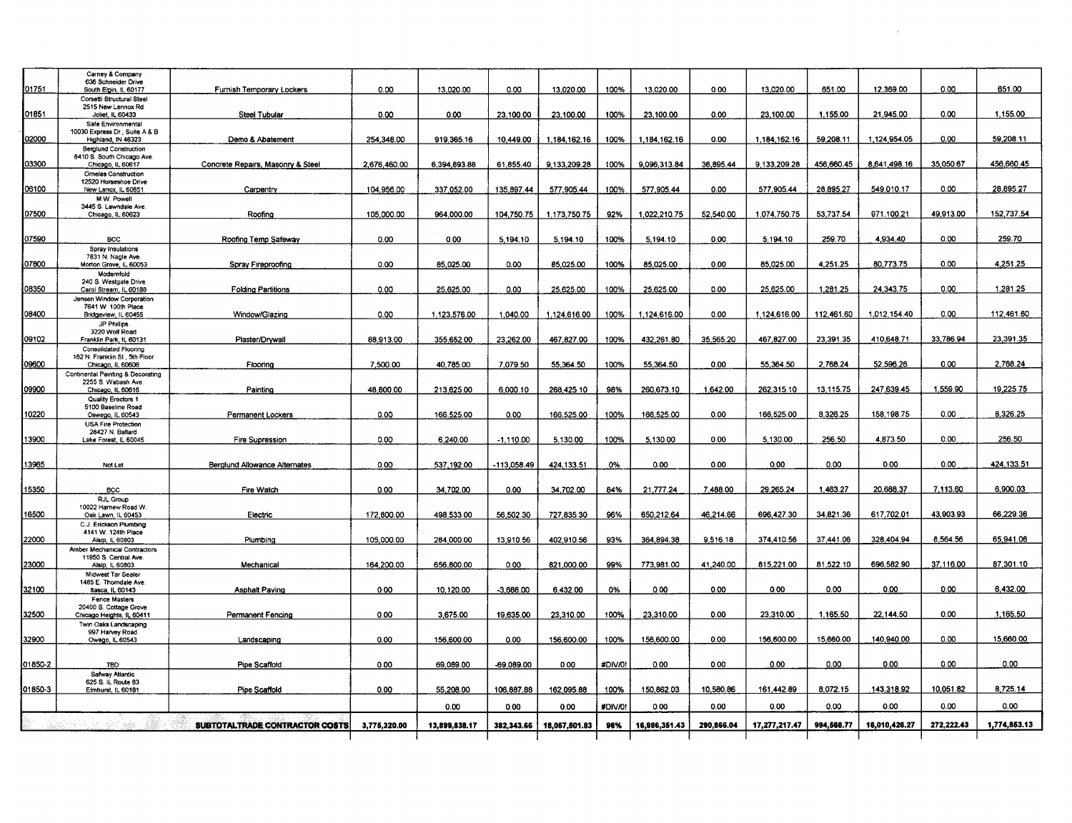| | | | | | | | | | | | | | | |
|---|---|---|---|---|---|---|---|---|---|---|---|---|---|---|
| 01751 | Carney & Company 636 Schneider Drive South Elgin, IL 60177 | Furnish Temporary Lockers | 0.00 | 13,020.00 | 0.00 | 13,020.00 | 100% | 13,020.00 | 0.00 | 13,020.00 | 651.00 | 12,369.00 | 0.00 | 651.00 |
| 01851 | Corsetti Structural Steel 2515 New Lennox Rd. Joliet, IL 60433 | Steel Tubular | 0.00 | 0.00 | 23,100.00 | 23,100.00 | 100% | 23,100.00 | 0.00 | 23,100.00 | 1,155.00 | 21,945.00 | 0.00 | 1,155.00 |
| 02000 | Safe Environmental 10030 Express Dr., Suite A & B Highland, IN 46323 | Demo & Abatement | 254,348.00 | 919,365.16 | 10,449.00 | 1,184,162.16 | 100% | 1,184,162.16 | 0.00 | 1,184,162.16 | 59,208.11 | 1,124,954.05 | 0.00 | 59,208.11 |
| 03300 | Berglund Construction 8410 S. South Chicago Ave. Chicago, IL 60617 | Concrete Repairs, Masonry & Steel | 2,676,460.00 | 6,394,893.88 | 61,855.40 | 9,133,209.28 | 100% | 9,096,313.84 | 36,895.44 | 9,133,209.28 | 456,660.45 | 8,641,498.16 | 35,050.67 | 456,660.45 |
| 06100 | Ornelas Construction 12520 Horseshoe Drive New Lenox, IL 60451 | Carpentry | 104,956.00 | 337,052.00 | 135,897.44 | 577,905.44 | 100% | 577,905.44 | 0.00 | 577,905.44 | 28,895.27 | 549,010.17 | 0.00 | 28,895.27 |
| 07500 | M.W. Powell 3445 S. Lawndale Ave. Chicago, IL 60623 | Roofing | 105,000.00 | 964,000.00 | 104,750.75 | 1,173,750.75 | 92% | 1,022,210.75 | 52,540.00 | 1,074,750.75 | 53,737.54 | 971,100.21 | 49,913.00 | 152,737.54 |
| 07590 | BCC | Roofing Temp Safeway | 0.00 | 0.00 | 5,194.10 | 5,194.10 | 100% | 5,194.10 | 0.00 | 5,194.10 | 259.70 | 4,934.40 | 0.00 | 259.70 |
| 07800 | Spray Insulations 7831 N. Nagle Ave. Morton Grove, IL 60053 | Spray Fireproofing | 0.00 | 85,025.00 | 0.00 | 85,025.00 | 100% | 85,025.00 | 0.00 | 85,025.00 | 4,251.25 | 80,773.75 | 0.00 | 4,251.25 |
| 08350 | Modernfold 240 S. Westgate Drive Carol Stream, IL 60188 | Folding Partitions | 0.00 | 25,625.00 | 0.00 | 25,625.00 | 100% | 25,625.00 | 0.00 | 25,625.00 | 1,281.25 | 24,343.75 | 0.00 | 1,281.25 |
| 08400 | Jensen Window Corporation 7641 W. 100th Place Bridgeview, IL 60455 | Window/Glazing | 0.00 | 1,123,576.00 | 1,040.00 | 1,124,616.00 | 100% | 1,124,616.00 | 0.00 | 1,124,616.00 | 112,461.60 | 1,012,154.40 | 0.00 | 112,461.60 |
| 09102 | JP Phillips 3220 Wolf Road Franklin Park, IL 60131 | Plaster/Drywall | 88,913.00 | 355,652.00 | 23,262.00 | 467,827.00 | 100% | 432,261.80 | 35,565.20 | 467,827.00 | 23,391.35 | 410,648.71 | 33,786.94 | 23,391.35 |
| 09600 | Consolidated Flooring 162 N. Franklin St., 5th Floor Chicago, IL 60606 | Flooring | 7,500.00 | 40,785.00 | 7,079.50 | 55,364.50 | 100% | 55,364.50 | 0.00 | 55,364.50 | 2,768.24 | 52,596.26 | 0.00 | 2,768.24 |
| 09900 | Continental Painting & Decorating 2255 S. Wabash Ave. Chicago, IL 60616 | Painting | 48,800.00 | 213,625.00 | 6,000.10 | 268,425.10 | 98% | 260,673.10 | 1,642.00 | 262,315.10 | 13,115.75 | 247,639.45 | 1,559.90 | 19,225.75 |
| 10220 | Quality Erectors 1 5100 Baseline Road Oswego, IL 60543 | Permanent Lockers | 0.00 | 166,525.00 | 0.00 | 166,525.00 | 100% | 166,525.00 | 0.00 | 166,525.00 | 8,326.25 | 158,198.75 | 0.00 | 8,326.25 |
| 13900 | USA Fire Protection 28427 N. Ballard Lake Forest, IL 60045 | Fire Supression | 0.00 | 6,240.00 | -1,110.00 | 5,130.00 | 100% | 5,130.00 | 0.00 | 5,130.00 | 256.50 | 4,873.50 | 0.00 | 256.50 |
| 13965 | Not Let | Berglund Allowance Alternates | 0.00 | 537,192.00 | -113,058.49 | 424,133.51 | 0% | 0.00 | 0.00 | 0.00 | 0.00 | 0.00 | 0.00 | 424,133.51 |
| 15350 | BCC | Fire Watch | 0.00 | 34,702.00 | 0.00 | 34,702.00 | 84% | 21,777.24 | 7,488.00 | 29,265.24 | 1,463.27 | 20,688.37 | 7,113.60 | 6,900.03 |
| 16500 | RJL Group 10022 Harnew Road W. Oak Lawn, IL 60453 | Electric | 172,800.00 | 498,533.00 | 56,502.30 | 727,835.30 | 96% | 650,212.64 | 46,214.66 | 696,427.30 | 34,821.36 | 617,702.01 | 43,903.93 | 66,229.36 |
| 22000 | C.J. Erickson Plumbing 4141 W. 124th Place Alsip, IL 60803 | Plumbing | 105,000.00 | 284,000.00 | 13,910.56 | 402,910.56 | 93% | 364,894.38 | 9,516.18 | 374,410.56 | 37,441.06 | 328,404.94 | 8,564.56 | 65,941.06 |
| 23000 | Amber Mechanical Contractors 11950 S. Central Ave. Alsip, IL 60803 | Mechanical | 164,200.00 | 656,800.00 | 0.00 | 821,000.00 | 99% | 773,981.00 | 41,240.00 | 815,221.00 | 81,522.10 | 696,582.90 | 37,116.00 | 87,301.10 |
| 32100 | Midwest Tar Sealer 1485 E. Thorndale Ave. Itasca, IL 60143 | Asphalt Paving | 0.00 | 10,120.00 | -3,688.00 | 6,432.00 | 0% | 0.00 | 0.00 | 0.00 | 0.00 | 0.00 | 0.00 | 6,432.00 |
| 32500 | Fence Masters 20400 S. Cottage Grove Chicago Heights, IL 60411 | Permanent Fencing | 0.00 | 3,675.00 | 19,635.00 | 23,310.00 | 100% | 23,310.00 | 0.00 | 23,310.00 | 1,165.50 | 22,144.50 | 0.00 | 1,165.50 |
| 32900 | Twin Oaks Landscaping 997 Harvey Road Owego, IL 60543 | Landscaping | 0.00 | 156,600.00 | 0.00 | 156,600.00 | 100% | 156,600.00 | 0.00 | 156,600.00 | 15,660.00 | 140,940.00 | 0.00 | 15,660.00 |
| 01850-2 | TBD | Pipe Scaffold | 0.00 | 69,089.00 | -69,089.00 | 0.00 | #DIV/0! | 0.00 | 0.00 | 0.00 | 0.00 | 0.00 | 0.00 | 0.00 |
| 01850-3 | Safway Atlantic 625 S. IL Route 83 Elmhurst, IL 60181 | Pipe Scaffold | 0.00 | 55,208.00 | 106,887.88 | 162,095.88 | 100% | 150,862.03 | 10,580.86 | 161,442.89 | 8,072.15 | 143,318.92 | 10,051.82 | 8,725.14 |
| | | | | 0.00 | 0.00 | 0.00 | #DIV/0! | 0.00 | 0.00 | 0.00 | 0.00 | 0.00 | 0.00 | 0.00 |
| | | **SUBTOTAL TRADE CONTRACTOR COSTS** | **3,775,320.00** | **13,899,838.17** | **382,343.66** | **18,057,501.83** | **96%** | **16,986,351.43** | **290,866.04** | **17,277,217.47** | **994,568.77** | **16,010,426.27** | **272,222.43** | **1,774,853.13** |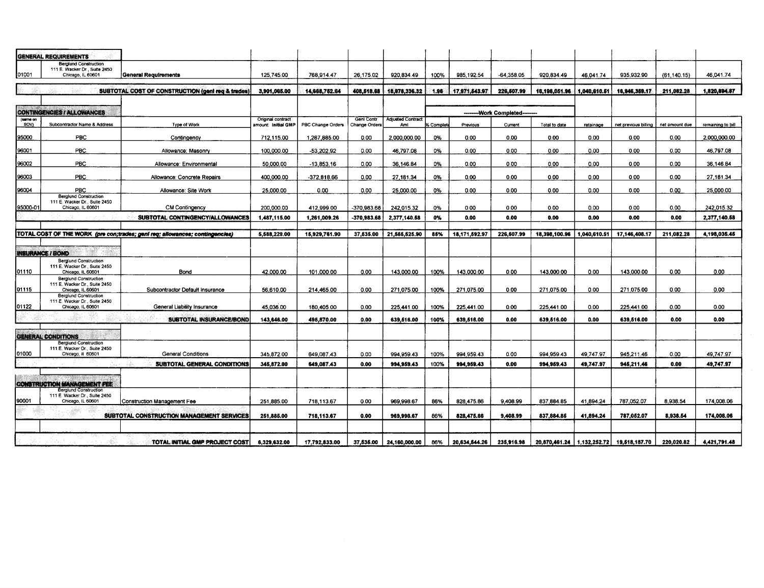| GENERAL REQUIREMENTS | | | | | | | | | | | | | |
|---|---|---|---|---|---|---|---|---|---|---|---|---|---|
| 01001 | Berglund Construction 111 E. Wacker Dr., Suite 2450 Chicago, IL 60601 | **General Requirements** | 125,745.00 | 768,914.47 | 26,175.02 | 920,834.49 | 100% | 985,192.54 | -64,358.05 | 920,834.49 | 46,041.74 | 935,932.90 | (61,140.15) | 46,041.74 |
| | | **SUBTOTAL COST OF CONSTRUCTION (genl req & trades)** | **3,901,065.00** | **14,668,752.64** | **408,518.68** | **18,978,336.32** | **1.96** | **17,971,643.97** | **226,507.99** | **18,198,051.96** | **1,040,610.51** | **16,946,359.17** | **211,082.28** | **1,820,894.87** |

| CONTINGENCIES / ALLOWANCES | | | | | | | -------Work Completed------- | | | | | | | |
|---|---|---|---|---|---|---|---|---|---|---|---|---|---|---|
| (same on SOV) | Subcontractor Name & Address | Type of Work | Original contract amount: Initial GMP | PBC Change Orders | Genl Contr Change Orders | Adjusted Contract Amt | % Complete | Previous | Current | Total to date | retainage | net previous billing | net amount due | remaining to bill |
| 95000 | PBC | Contingency | 712,115.00 | 1,287,885.00 | 0.00 | 2,000,000.00 | 0% | 0.00 | 0.00 | 0.00 | 0.00 | 0.00 | 0.00 | 2,000,000.00 |
| 96001 | PBC | Allowance: Masonry | 100,000.00 | -53,202.92 | 0.00 | 46,797.08 | 0% | 0.00 | 0.00 | 0.00 | 0.00 | 0.00 | 0.00 | 46,797.08 |
| 96002 | PBC | Allowance: Environmental | 50,000.00 | -13,853.16 | 0.00 | 36,146.84 | 0% | 0.00 | 0.00 | 0.00 | 0.00 | 0.00 | 0.00 | 36,146.84 |
| 96003 | PBC | Allowance: Concrete Repairs | 400,000.00 | -372,818.66 | 0.00 | 27,181.34 | 0% | 0.00 | 0.00 | 0.00 | 0.00 | 0.00 | 0.00 | 27,181.34 |
| 96004 | PBC | Allowance: Site Work | 25,000.00 | 0.00 | 0.00 | 25,000.00 | 0% | 0.00 | 0.00 | 0.00 | 0.00 | 0.00 | 0.00 | 25,000.00 |
| 95000-01 | Berglund Construction 111 E. Wacker Dr., Suite 2450 Chicago, IL 60601 | CM Contingency | 200,000.00 | 412,999.00 | -370,983.68 | 242,015.32 | 0% | 0.00 | 0.00 | 0.00 | 0.00 | 0.00 | 0.00 | 242,015.32 |
| | | **SUBTOTAL CONTINGENCY/ALLOWANCES** | **1,487,115.00** | **1,261,009.26** | **-370,983.68** | **2,377,140.58** | **0%** | **0.00** | **0.00** | **0.00** | **0.00** | **0.00** | **0.00** | **2,377,140.58** |
| **TOTAL COST OF THE WORK** *(pre con;trades; genl req; allowances; contingencies)* | | | **5,588,229.00** | **15,929,761.90** | **37,535.00** | **21,555,525.90** | **85%** | **18,171,592.97** | **226,507.99** | **18,398,100.96** | **1,040,610.51** | **17,146,408.17** | **211,082.28** | **4,198,035.45** |

| INSURANCE / BOND | | | | | | | | | | | | | | |
|---|---|---|---|---|---|---|---|---|---|---|---|---|---|---|
| 01110 | Berglund Construction 111 E. Wacker Dr., Suite 2450 Chicago, IL 60601 | Bond | 42,000.00 | 101,000.00 | 0.00 | 143,000.00 | 100% | 143,000.00 | 0.00 | 143,000.00 | 0.00 | 143,000.00 | 0.00 | 0.00 |
| 01115 | Berglund Construction 111 E. Wacker Dr., Suite 2450 Chicago, IL 60601 | Subcontractor Default Insurance | 56,610.00 | 214,465.00 | 0.00 | 271,075.00 | 100% | 271,075.00 | 0.00 | 271,075.00 | 0.00 | 271,075.00 | 0.00 | 0.00 |
| 01122 | Berglund Construction 111 E. Wacker Dr., Suite 2450 Chicago, IL 60601 | General Liability Insurance | 45,036.00 | 180,405.00 | 0.00 | 225,441.00 | 100% | 225,441.00 | 0.00 | 225,441.00 | 0.00 | 225,441.00 | 0.00 | 0.00 |
| | | **SUBTOTAL INSURANCE/BOND** | **143,646.00** | **495,870.00** | **0.00** | **639,516.00** | **100%** | **639,516.00** | **0.00** | **639,516.00** | **0.00** | **639,516.00** | **0.00** | **0.00** |
| **GENERAL CONDITIONS** | | | | | | | | | | | | | | |
| 01000 | Berglund Construction 111 E. Wacker Dr., Suite 2450 Chicago, Il 60601 | General Conditions | 345,872.00 | 649,087.43 | 0.00 | 994,959.43 | 100% | 994,959.43 | 0.00 | 994,959.43 | 49,747.97 | 945,211.46 | 0.00 | 49,747.97 |
| | | **SUBTOTAL GENERAL CONDITIONS** | **345,872.00** | **649,087.43** | **0.00** | **994,959.43** | **100%** | **994,959.43** | **0.00** | **994,959.43** | **49,747.97** | **945,211.46** | **0.00** | **49,747.97** |
| **CONSTRUCTION MANAGEMENT FEE** | | | | | | | | | | | | | | |
| 90001 | Berglund Construction 111 E. Wacker Dr., Suite 2450 Chicago, IL 60601 | Construction Management Fee | 251,885.00 | 718,113.67 | 0.00 | 969,998.67 | 86% | 828,475.86 | 9,408.99 | 837,884.85 | 41,894.24 | 787,052.07 | 8,938.54 | 174,008.06 |
| | | **SUBTOTAL CONSTRUCTION MANAGEMENT SERVICES** | **251,885.00** | **718,113.67** | **0.00** | **969,998.67** | **86%** | **828,475.86** | **9,408.99** | **837,884.85** | **41,894.24** | **787,052.07** | **8,938.54** | **174,008.06** |
| | | **TOTAL INITIAL GMP PROJECT COST** | **6,329,632.00** | **17,792,833.00** | **37,535.00** | **24,160,000.00** | **86%** | **20,634,544.26** | **235,916.98** | **20,870,461.24** | **1,132,252.72** | **19,518,187.70** | **220,020.82** | **4,421,791.48** |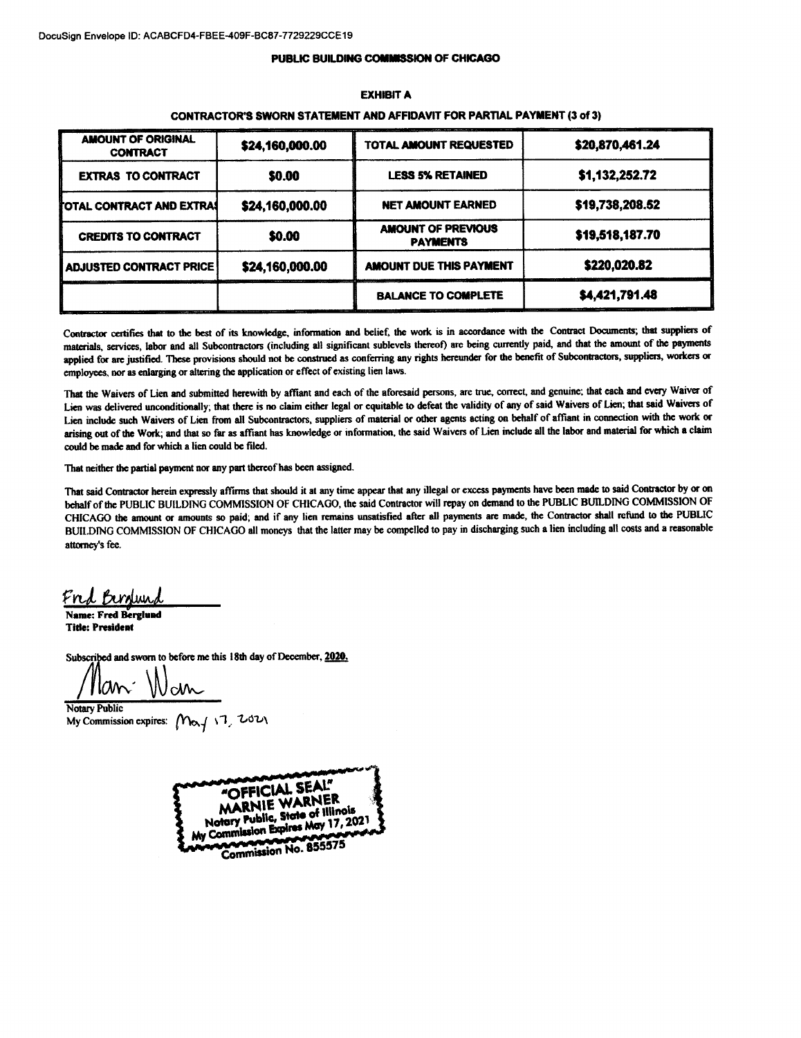DocuSign Envelope ID: ACABCFD4-FBEE-409F-BC87-7729229CCE19

**PUBLIC BUILDING COMMISSION OF CHICAGO**

**EXHIBIT A**

**CONTRACTOR'S SWORN STATEMENT AND AFFIDAVIT FOR PARTIAL PAYMENT (3 of 3)**

| | | | |
|---|---|---|---|
| **AMOUNT OF ORIGINAL CONTRACT** | **$24,160,000.00** | **TOTAL AMOUNT REQUESTED** | **$20,870,461.24** |
| **EXTRAS TO CONTRACT** | **$0.00** | **LESS 5% RETAINED** | **$1,132,252.72** |
| **TOTAL CONTRACT AND EXTRAS** | **$24,160,000.00** | **NET AMOUNT EARNED** | **$19,738,208.52** |
| **CREDITS TO CONTRACT** | **$0.00** | **AMOUNT OF PREVIOUS PAYMENTS** | **$19,518,187.70** |
| **ADJUSTED CONTRACT PRICE** | **$24,160,000.00** | **AMOUNT DUE THIS PAYMENT** | **$220,020.82** |
| | | **BALANCE TO COMPLETE** | **$4,421,791.48** |

Contractor certifies that to the best of its knowledge, information and belief, the work is in accordance with the Contract Documents; that suppliers of materials, services, labor and all Subcontractors (including all significant sublevels thereof) are being currently paid, and that the amount of the payments applied for are justified. These provisions should not be construed as conferring any rights hereunder for the benefit of Subcontractors, suppliers, workers or employees, nor as enlarging or altering the application or effect of existing lien laws.

That the Waivers of Lien and submitted herewith by affiant and each of the aforesaid persons, are true, correct, and genuine; that each and every Waiver of Lien was delivered unconditionally; that there is no claim either legal or equitable to defeat the validity of any of said Waivers of Lien; that said Waivers of Lien include such Waivers of Lien from all Subcontractors, suppliers of material or other agents acting on behalf of affiant in connection with the work or arising out of the Work; and that so far as affiant has knowledge or information, the said Waivers of Lien include all the labor and material for which a claim could be made and for which a lien could be filed.

That neither the partial payment nor any part thereof has been assigned.

That said Contractor herein expressly affirms that should it at any time appear that any illegal or excess payments have been made to said Contractor by or on behalf of the PUBLIC BUILDING COMMISSION OF CHICAGO, the said Contractor will repay on demand to the PUBLIC BUILDING COMMISSION OF CHICAGO the amount or amounts so paid; and if any lien remains unsatisfied after all payments are made, the Contractor shall refund to the PUBLIC BUILDING COMMISSION OF CHICAGO all moneys that the latter may be compelled to pay in discharging such a lien including all costs and a reasonable attorney's fee.

Fred Berglund

**Name: Fred Berglund**
**Title: President**

Subscribed and sworn to before me this 18th day of December, **2020.**

Marni Warn

Notary Public
My Commission expires: May 17, 2021

"OFFICIAL SEAL"
MARNIE WARNER
Notary Public, State of Illinois
My Commission Expires May 17, 2021
Commission No. 855575